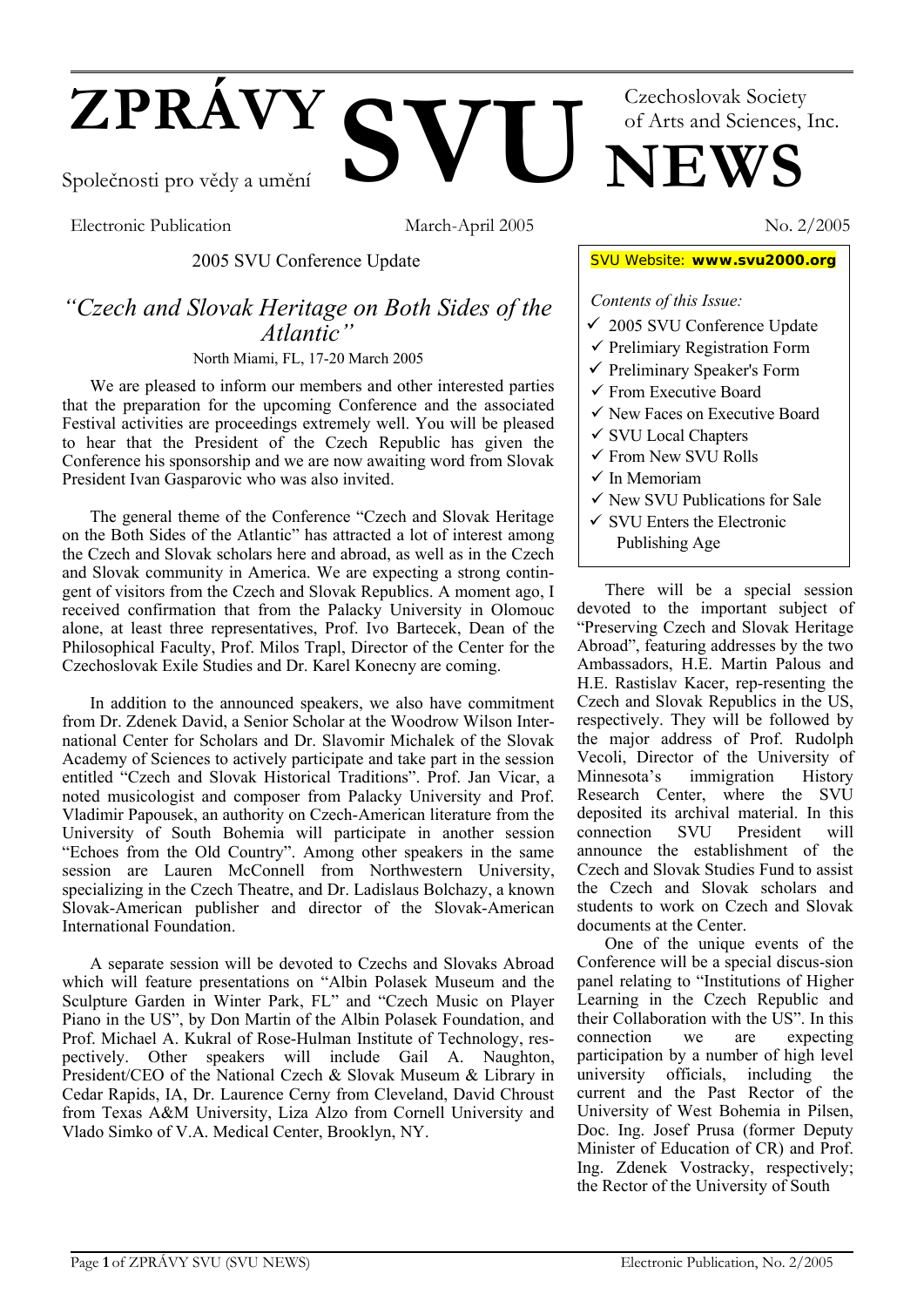# ZPRÁVY SVU NEWS

Společnosti pro vědy a umění

Czechoslovak Society of Arts and Sciences, Inc.

Electronic Publication | March-April 2005 | No. 2/2005

SVU Website: **www.svu2000.org**

*Contents of this Issue:*

- ✓ 2005 SVU Conference Update
- ✓ Prelimiary Registration Form
- ✓ Preliminary Speaker's Form
- ✓ From Executive Board
- ✓ New Faces on Executive Board
- ✓ SVU Local Chapters
- ✓ From New SVU Rolls
- ✓ In Memoriam
- ✓ New SVU Publications for Sale
- ✓ SVU Enters the Electronic Publishing Age

2005 SVU Conference Update

## *"Czech and Slovak Heritage on Both Sides of the Atlantic"*

North Miami, FL, 17-20 March 2005

We are pleased to inform our members and other interested parties that the preparation for the upcoming Conference and the associated Festival activities are proceedings extremely well. You will be pleased to hear that the President of the Czech Republic has given the Conference his sponsorship and we are now awaiting word from Slovak President Ivan Gasparovic who was also invited.

The general theme of the Conference "Czech and Slovak Heritage on the Both Sides of the Atlantic" has attracted a lot of interest among the Czech and Slovak scholars here and abroad, as well as in the Czech and Slovak community in America. We are expecting a strong contingent of visitors from the Czech and Slovak Republics. A moment ago, I received confirmation that from the Palacky University in Olomouc alone, at least three representatives, Prof. Ivo Bartecek, Dean of the Philosophical Faculty, Prof. Milos Trapl, Director of the Center for the Czechoslovak Exile Studies and Dr. Karel Konecny are coming.

In addition to the announced speakers, we also have commitment from Dr. Zdenek David, a Senior Scholar at the Woodrow Wilson International Center for Scholars and Dr. Slavomir Michalek of the Slovak Academy of Sciences to actively participate and take part in the session entitled "Czech and Slovak Historical Traditions". Prof. Jan Vicar, a noted musicologist and composer from Palacky University and Prof. Vladimir Papousek, an authority on Czech-American literature from the University of South Bohemia will participate in another session "Echoes from the Old Country". Among other speakers in the same session are Lauren McConnell from Northwestern University, specializing in the Czech Theatre, and Dr. Ladislaus Bolchazy, a known Slovak-American publisher and director of the Slovak-American International Foundation.

A separate session will be devoted to Czechs and Slovaks Abroad which will feature presentations on "Albin Polasek Museum and the Sculpture Garden in Winter Park, FL" and "Czech Music on Player Piano in the US", by Don Martin of the Albin Polasek Foundation, and Prof. Michael A. Kukral of Rose-Hulman Institute of Technology, respectively. Other speakers will include Gail A. Naughton, President/CEO of the National Czech & Slovak Museum & Library in Cedar Rapids, IA, Dr. Laurence Cerny from Cleveland, David Chroust from Texas A&M University, Liza Alzo from Cornell University and Vlado Simko of V.A. Medical Center, Brooklyn, NY.

There will be a special session devoted to the important subject of "Preserving Czech and Slovak Heritage Abroad", featuring addresses by the two Ambassadors, H.E. Martin Palous and H.E. Rastislav Kacer, rep-resenting the Czech and Slovak Republics in the US, respectively. They will be followed by the major address of Prof. Rudolph Vecoli, Director of the University of Minnesota's immigration History Research Center, where the SVU deposited its archival material. In this connection SVU President will announce the establishment of the Czech and Slovak Studies Fund to assist the Czech and Slovak scholars and students to work on Czech and Slovak documents at the Center.

One of the unique events of the Conference will be a special discus-sion panel relating to "Institutions of Higher Learning in the Czech Republic and their Collaboration with the US". In this connection we are expecting participation by a number of high level university officials, including the current and the Past Rector of the University of West Bohemia in Pilsen, Doc. Ing. Josef Prusa (former Deputy Minister of Education of CR) and Prof. Ing. Zdenek Vostracky, respectively; the Rector of the University of South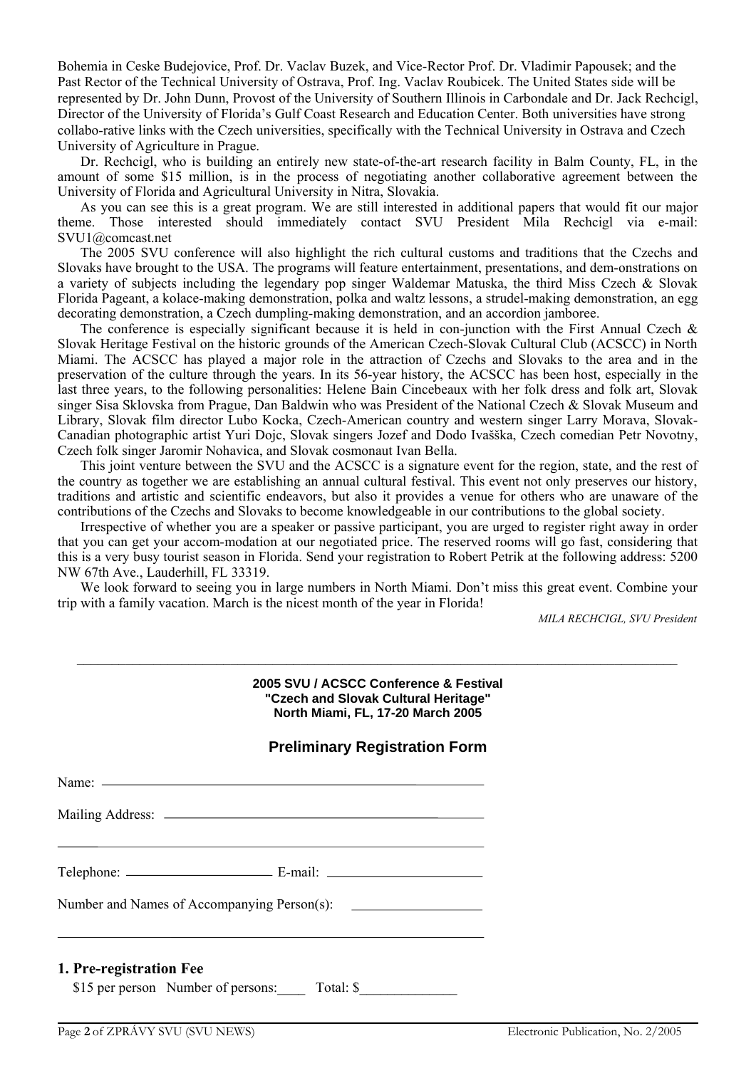Bohemia in Ceske Budejovice, Prof. Dr. Vaclav Buzek, and Vice-Rector Prof. Dr. Vladimir Papousek; and the Past Rector of the Technical University of Ostrava, Prof. Ing. Vaclav Roubicek. The United States side will be represented by Dr. John Dunn, Provost of the University of Southern Illinois in Carbondale and Dr. Jack Rechcigl, Director of the University of Florida's Gulf Coast Research and Education Center. Both universities have strong collabo-rative links with the Czech universities, specifically with the Technical University in Ostrava and Czech University of Agriculture in Prague.

Dr. Rechcigl, who is building an entirely new state-of-the-art research facility in Balm County, FL, in the amount of some $15 million, is in the process of negotiating another collaborative agreement between the University of Florida and Agricultural University in Nitra, Slovakia.

As you can see this is a great program. We are still interested in additional papers that would fit our major theme. Those interested should immediately contact SVU President Mila Rechcigl via e-mail: SVU1@comcast.net

The 2005 SVU conference will also highlight the rich cultural customs and traditions that the Czechs and Slovaks have brought to the USA. The programs will feature entertainment, presentations, and dem-onstrations on a variety of subjects including the legendary pop singer Waldemar Matuska, the third Miss Czech & Slovak Florida Pageant, a kolace-making demonstration, polka and waltz lessons, a strudel-making demonstration, an egg decorating demonstration, a Czech dumpling-making demonstration, and an accordion jamboree.

The conference is especially significant because it is held in con-junction with the First Annual Czech & Slovak Heritage Festival on the historic grounds of the American Czech-Slovak Cultural Club (ACSCC) in North Miami. The ACSCC has played a major role in the attraction of Czechs and Slovaks to the area and in the preservation of the culture through the years. In its 56-year history, the ACSCC has been host, especially in the last three years, to the following personalities: Helene Bain Cincebeaux with her folk dress and folk art, Slovak singer Sisa Sklovska from Prague, Dan Baldwin who was President of the National Czech & Slovak Museum and Library, Slovak film director Lubo Kocka, Czech-American country and western singer Larry Morava, Slovak-Canadian photographic artist Yuri Dojc, Slovak singers Jozef and Dodo Ivašška, Czech comedian Petr Novotny, Czech folk singer Jaromir Nohavica, and Slovak cosmonaut Ivan Bella.

This joint venture between the SVU and the ACSCC is a signature event for the region, state, and the rest of the country as together we are establishing an annual cultural festival. This event not only preserves our history, traditions and artistic and scientific endeavors, but also it provides a venue for others who are unaware of the contributions of the Czechs and Slovaks to become knowledgeable in our contributions to the global society.

Irrespective of whether you are a speaker or passive participant, you are urged to register right away in order that you can get your accom-modation at our negotiated price. The reserved rooms will go fast, considering that this is a very busy tourist season in Florida. Send your registration to Robert Petrik at the following address: 5200 NW 67th Ave., Lauderhill, FL 33319.

We look forward to seeing you in large numbers in North Miami. Don't miss this great event. Combine your trip with a family vacation. March is the nicest month of the year in Florida!

*MILA RECHCIGL, SVU President*

---

**2005 SVU / ACSCC Conference & Festival**
**"Czech and Slovak Cultural Heritage"**
**North Miami, FL, 17-20 March 2005**

## Preliminary Registration Form

Name: ______________________________________________

Mailing Address: ______________________________________

____________________________________________________

Telephone: ____________________ E-mail: ____________________

Number and Names of Accompanying Person(s): __________________

____________________________________________________

### 1. Pre-registration Fee

$15 per person Number of persons:____ Total: $______________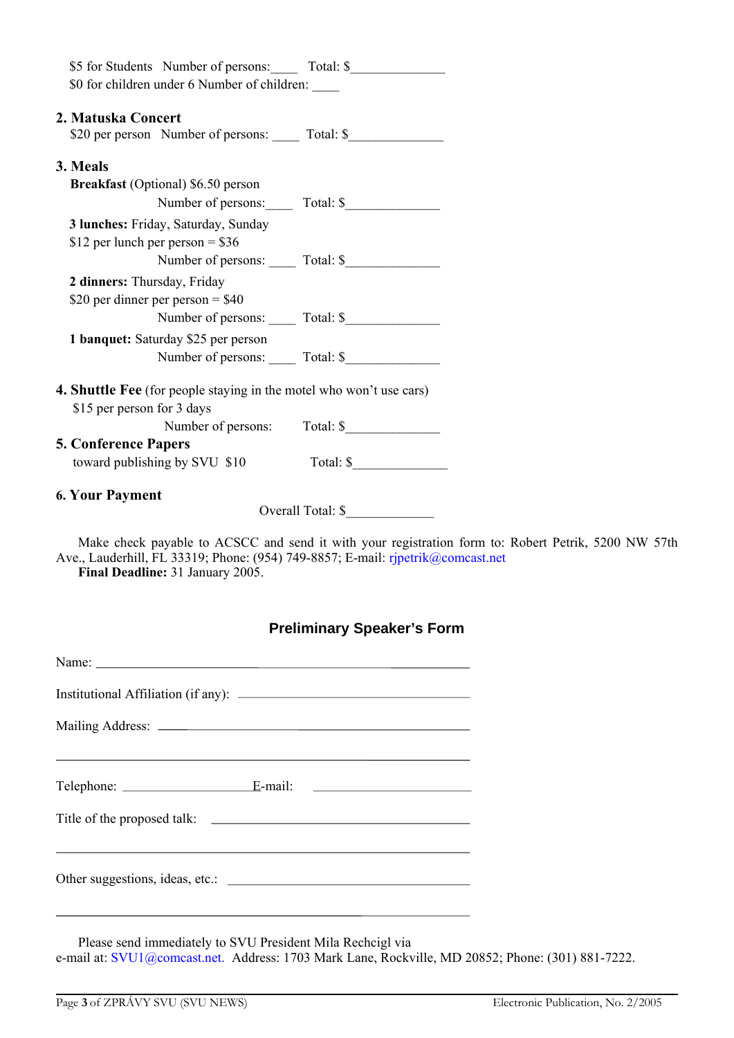$5 for Students  Number of persons:____  Total: $______________
$0 for children under 6 Number of children: ____

**2. Matuska Concert**
$20 per person  Number of persons: ____  Total: $______________

**3. Meals**

**Breakfast** (Optional) $6.50 person
Number of persons:____  Total: $______________

**3 lunches:** Friday, Saturday, Sunday
$12 per lunch per person = $36
Number of persons: ____  Total: $______________

**2 dinners:** Thursday, Friday
$20 per dinner per person = $40
Number of persons: ____  Total: $______________

**1 banquet:** Saturday $25 per person
Number of persons: ____  Total: $______________

**4. Shuttle Fee** (for people staying in the motel who won't use cars)
$15 per person for 3 days
Number of persons:  Total: $______________

**5. Conference Papers**
toward publishing by SVU $10  Total: $______________

**6. Your Payment**
Overall Total: $_____________

Make check payable to ACSCC and send it with your registration form to: Robert Petrik, 5200 NW 57th Ave., Lauderhill, FL 33319; Phone: (954) 749-8857; E-mail: rjpetrik@comcast.net
**Final Deadline:** 31 January 2005.

## Preliminary Speaker's Form

Name: ____________________________________________

Institutional Affiliation (if any): ____________________________

Mailing Address: ______________________________________

__________________________________________________

Telephone: ____________________ E-mail: ____________________

Title of the proposed talk: ______________________________

__________________________________________________

Other suggestions, ideas, etc.: ____________________________

__________________________________________________

Please send immediately to SVU President Mila Rechcigl via e-mail at: SVU1@comcast.net. Address: 1703 Mark Lane, Rockville, MD 20852; Phone: (301) 881-7222.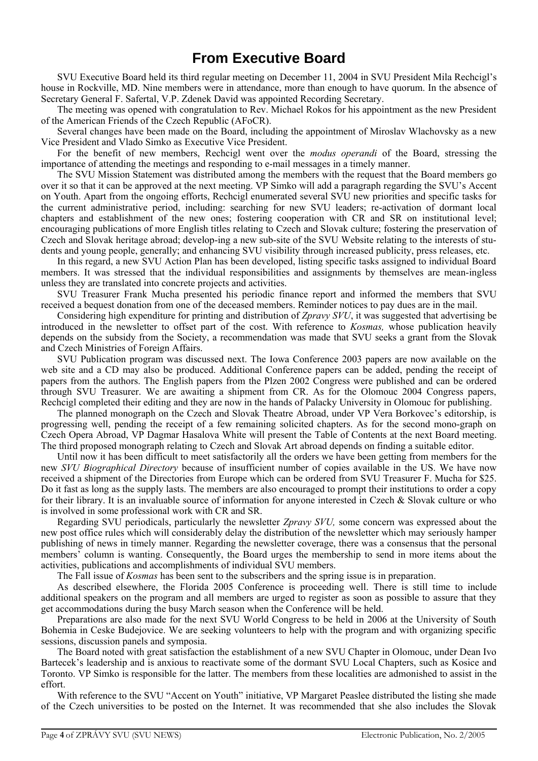# From Executive Board

SVU Executive Board held its third regular meeting on December 11, 2004 in SVU President Mila Rechcigl's house in Rockville, MD. Nine members were in attendance, more than enough to have quorum. In the absence of Secretary General F. Safertal, V.P. Zdenek David was appointed Recording Secretary.

The meeting was opened with congratulation to Rev. Michael Rokos for his appointment as the new President of the American Friends of the Czech Republic (AFoCR).

Several changes have been made on the Board, including the appointment of Miroslav Wlachovsky as a new Vice President and Vlado Simko as Executive Vice President.

For the benefit of new members, Rechcigl went over the *modus operandi* of the Board, stressing the importance of attending the meetings and responding to e-mail messages in a timely manner.

The SVU Mission Statement was distributed among the members with the request that the Board members go over it so that it can be approved at the next meeting. VP Simko will add a paragraph regarding the SVU's Accent on Youth. Apart from the ongoing efforts, Rechcigl enumerated several SVU new priorities and specific tasks for the current administrative period, including: searching for new SVU leaders; re-activation of dormant local chapters and establishment of the new ones; fostering cooperation with CR and SR on institutional level; encouraging publications of more English titles relating to Czech and Slovak culture; fostering the preservation of Czech and Slovak heritage abroad; develop-ing a new sub-site of the SVU Website relating to the interests of stu-dents and young people, generally; and enhancing SVU visibility through increased publicity, press releases, etc.

In this regard, a new SVU Action Plan has been developed, listing specific tasks assigned to individual Board members. It was stressed that the individual responsibilities and assignments by themselves are mean-ingless unless they are translated into concrete projects and activities.

SVU Treasurer Frank Mucha presented his periodic finance report and informed the members that SVU received a bequest donation from one of the deceased members. Reminder notices to pay dues are in the mail.

Considering high expenditure for printing and distribution of *Zpravy SVU*, it was suggested that advertising be introduced in the newsletter to offset part of the cost. With reference to *Kosmas,* whose publication heavily depends on the subsidy from the Society, a recommendation was made that SVU seeks a grant from the Slovak and Czech Ministries of Foreign Affairs.

SVU Publication program was discussed next. The Iowa Conference 2003 papers are now available on the web site and a CD may also be produced. Additional Conference papers can be added, pending the receipt of papers from the authors. The English papers from the Plzen 2002 Congress were published and can be ordered through SVU Treasurer. We are awaiting a shipment from CR. As for the Olomouc 2004 Congress papers, Rechcigl completed their editing and they are now in the hands of Palacky University in Olomouc for publishing.

The planned monograph on the Czech and Slovak Theatre Abroad, under VP Vera Borkovec's editorship, is progressing well, pending the receipt of a few remaining solicited chapters. As for the second mono-graph on Czech Opera Abroad, VP Dagmar Hasalova White will present the Table of Contents at the next Board meeting. The third proposed monograph relating to Czech and Slovak Art abroad depends on finding a suitable editor.

Until now it has been difficult to meet satisfactorily all the orders we have been getting from members for the new *SVU Biographical Directory* because of insufficient number of copies available in the US. We have now received a shipment of the Directories from Europe which can be ordered from SVU Treasurer F. Mucha for $25. Do it fast as long as the supply lasts. The members are also encouraged to prompt their institutions to order a copy for their library. It is an invaluable source of information for anyone interested in Czech & Slovak culture or who is involved in some professional work with CR and SR.

Regarding SVU periodicals, particularly the newsletter *Zpravy SVU,* some concern was expressed about the new post office rules which will considerably delay the distribution of the newsletter which may seriously hamper publishing of news in timely manner. Regarding the newsletter coverage, there was a consensus that the personal members' column is wanting. Consequently, the Board urges the membership to send in more items about the activities, publications and accomplishments of individual SVU members.

The Fall issue of *Kosmas* has been sent to the subscribers and the spring issue is in preparation.

As described elsewhere, the Florida 2005 Conference is proceeding well. There is still time to include additional speakers on the program and all members are urged to register as soon as possible to assure that they get accommodations during the busy March season when the Conference will be held.

Preparations are also made for the next SVU World Congress to be held in 2006 at the University of South Bohemia in Ceske Budejovice. We are seeking volunteers to help with the program and with organizing specific sessions, discussion panels and symposia.

The Board noted with great satisfaction the establishment of a new SVU Chapter in Olomouc, under Dean Ivo Bartecek's leadership and is anxious to reactivate some of the dormant SVU Local Chapters, such as Kosice and Toronto. VP Simko is responsible for the latter. The members from these localities are admonished to assist in the effort.

With reference to the SVU "Accent on Youth" initiative, VP Margaret Peaslee distributed the listing she made of the Czech universities to be posted on the Internet. It was recommended that she also includes the Slovak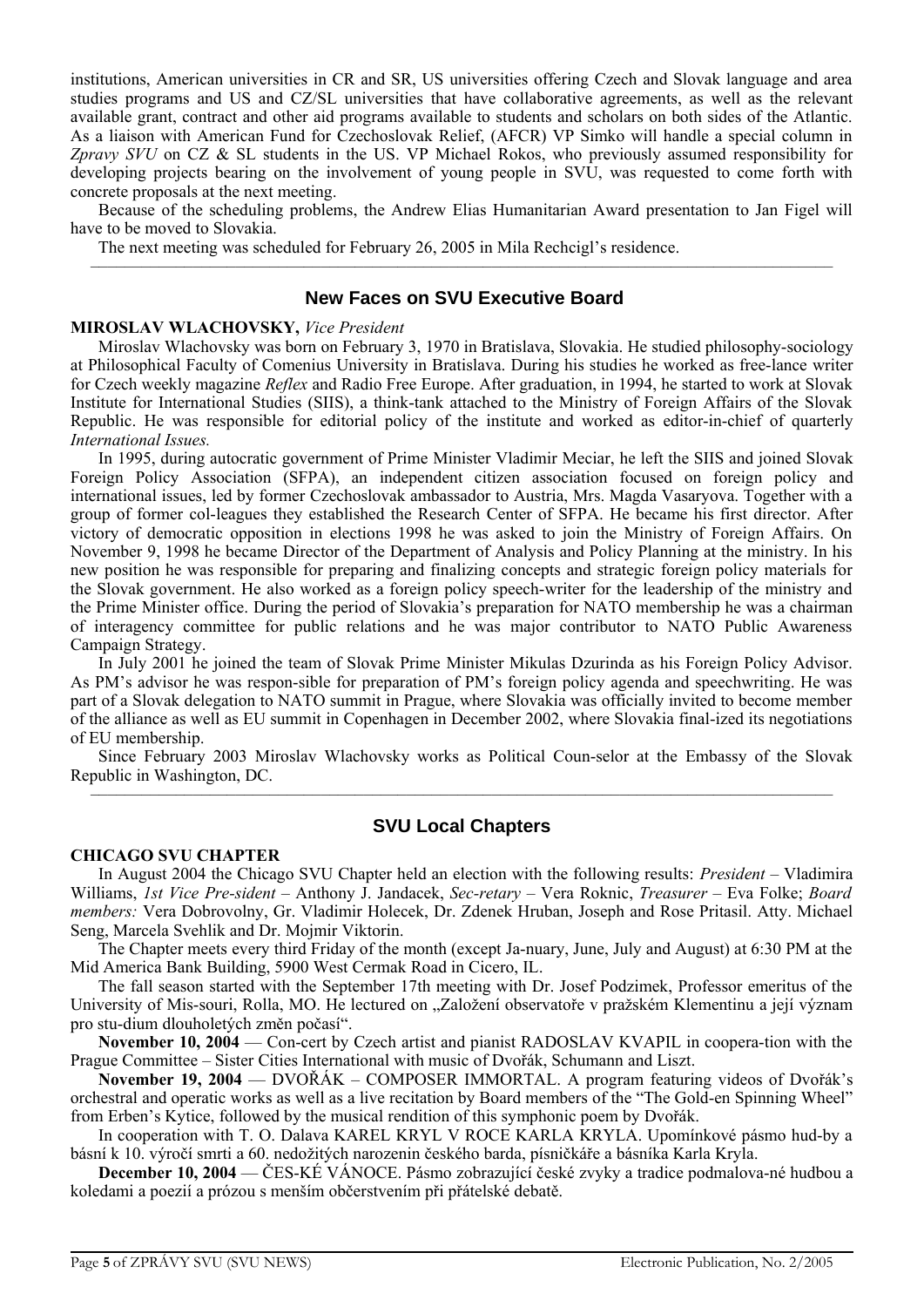institutions, American universities in CR and SR, US universities offering Czech and Slovak language and area studies programs and US and CZ/SL universities that have collaborative agreements, as well as the relevant available grant, contract and other aid programs available to students and scholars on both sides of the Atlantic. As a liaison with American Fund for Czechoslovak Relief, (AFCR) VP Simko will handle a special column in *Zpravy SVU* on CZ & SL students in the US. VP Michael Rokos, who previously assumed responsibility for developing projects bearing on the involvement of young people in SVU, was requested to come forth with concrete proposals at the next meeting.

Because of the scheduling problems, the Andrew Elias Humanitarian Award presentation to Jan Figel will have to be moved to Slovakia.

The next meeting was scheduled for February 26, 2005 in Mila Rechcigl's residence.

---

## New Faces on SVU Executive Board

**MIROSLAV WLACHOVSKY,** *Vice President*

Miroslav Wlachovsky was born on February 3, 1970 in Bratislava, Slovakia. He studied philosophy-sociology at Philosophical Faculty of Comenius University in Bratislava. During his studies he worked as free-lance writer for Czech weekly magazine *Reflex* and Radio Free Europe. After graduation, in 1994, he started to work at Slovak Institute for International Studies (SIIS), a think-tank attached to the Ministry of Foreign Affairs of the Slovak Republic. He was responsible for editorial policy of the institute and worked as editor-in-chief of quarterly *International Issues.*

In 1995, during autocratic government of Prime Minister Vladimir Meciar, he left the SIIS and joined Slovak Foreign Policy Association (SFPA), an independent citizen association focused on foreign policy and international issues, led by former Czechoslovak ambassador to Austria, Mrs. Magda Vasaryova. Together with a group of former col-leagues they established the Research Center of SFPA. He became his first director. After victory of democratic opposition in elections 1998 he was asked to join the Ministry of Foreign Affairs. On November 9, 1998 he became Director of the Department of Analysis and Policy Planning at the ministry. In his new position he was responsible for preparing and finalizing concepts and strategic foreign policy materials for the Slovak government. He also worked as a foreign policy speech-writer for the leadership of the ministry and the Prime Minister office. During the period of Slovakia's preparation for NATO membership he was a chairman of interagency committee for public relations and he was major contributor to NATO Public Awareness Campaign Strategy.

In July 2001 he joined the team of Slovak Prime Minister Mikulas Dzurinda as his Foreign Policy Advisor. As PM's advisor he was respon-sible for preparation of PM's foreign policy agenda and speechwriting. He was part of a Slovak delegation to NATO summit in Prague, where Slovakia was officially invited to become member of the alliance as well as EU summit in Copenhagen in December 2002, where Slovakia final-ized its negotiations of EU membership.

Since February 2003 Miroslav Wlachovsky works as Political Coun-selor at the Embassy of the Slovak Republic in Washington, DC.

---

## SVU Local Chapters

**CHICAGO SVU CHAPTER**

In August 2004 the Chicago SVU Chapter held an election with the following results: *President* – Vladimira Williams, *1st Vice Pre-sident* – Anthony J. Jandacek, *Sec-retary* – Vera Roknic, *Treasurer* – Eva Folke; *Board members:* Vera Dobrovolny, Gr. Vladimir Holecek, Dr. Zdenek Hruban, Joseph and Rose Pritasil. Atty. Michael Seng, Marcela Svehlik and Dr. Mojmir Viktorin.

The Chapter meets every third Friday of the month (except Ja-nuary, June, July and August) at 6:30 PM at the Mid America Bank Building, 5900 West Cermak Road in Cicero, IL.

The fall season started with the September 17th meeting with Dr. Josef Podzimek, Professor emeritus of the University of Mis-souri, Rolla, MO. He lectured on „Založení observatoře v pražském Klementinu a její význam pro stu-dium dlouholetých změn počasí".

**November 10, 2004** — Con-cert by Czech artist and pianist RADOSLAV KVAPIL in coopera-tion with the Prague Committee – Sister Cities International with music of Dvořák, Schumann and Liszt.

**November 19, 2004** — DVOŘÁK – COMPOSER IMMORTAL. A program featuring videos of Dvořák's orchestral and operatic works as well as a live recitation by Board members of the "The Gold-en Spinning Wheel" from Erben's Kytice, followed by the musical rendition of this symphonic poem by Dvořák.

In cooperation with T. O. Dalava KAREL KRYL V ROCE KARLA KRYLA. Upomínkové pásmo hud-by a básní k 10. výročí smrti a 60. nedožitých narozenin českého barda, písničkáře a básníka Karla Kryla.

**December 10, 2004** — ČES-KÉ VÁNOCE. Pásmo zobrazující české zvyky a tradice podmalova-né hudbou a koledami a poezií a prózou s menším občerstvením při přátelské debatě.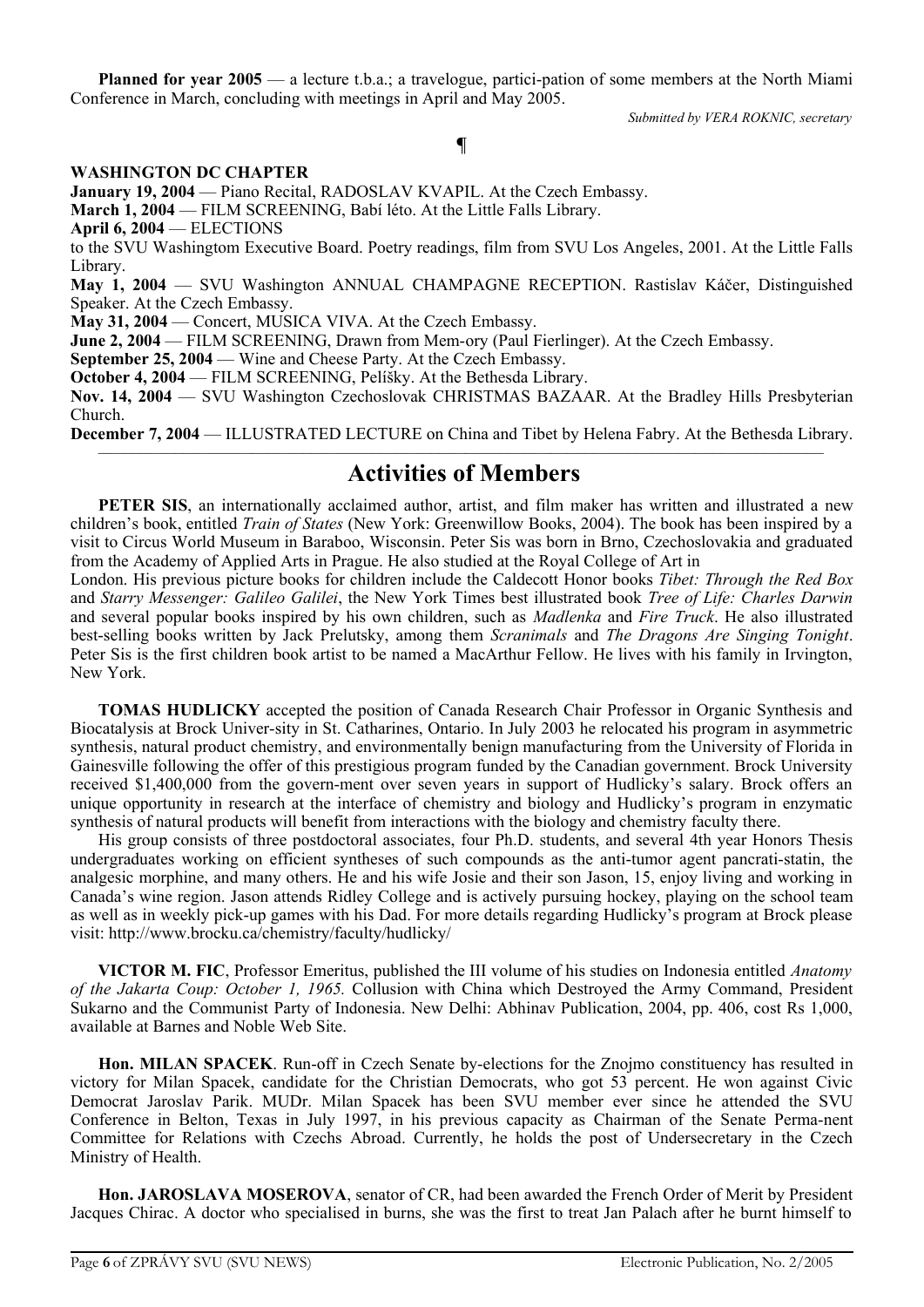**Planned for year 2005** — a lecture t.b.a.; a travelogue, partici-pation of some members at the North Miami Conference in March, concluding with meetings in April and May 2005.

*Submitted by VERA ROKNIC, secretary*

¶

**WASHINGTON DC CHAPTER**

**January 19, 2004** — Piano Recital, RADOSLAV KVAPIL. At the Czech Embassy.

**March 1, 2004** — FILM SCREENING, Babí léto. At the Little Falls Library.

**April 6, 2004** — ELECTIONS

to the SVU Washingtom Executive Board. Poetry readings, film from SVU Los Angeles, 2001. At the Little Falls Library.

**May 1, 2004** — SVU Washington ANNUAL CHAMPAGNE RECEPTION. Rastislav Káčer, Distinguished Speaker. At the Czech Embassy.

**May 31, 2004** — Concert, MUSICA VIVA. At the Czech Embassy.

**June 2, 2004** — FILM SCREENING, Drawn from Mem-ory (Paul Fierlinger). At the Czech Embassy.

**September 25, 2004** — Wine and Cheese Party. At the Czech Embassy.

**October 4, 2004** — FILM SCREENING, Pelíšky. At the Bethesda Library.

**Nov. 14, 2004** — SVU Washington Czechoslovak CHRISTMAS BAZAAR. At the Bradley Hills Presbyterian Church.

**December 7, 2004** — ILLUSTRATED LECTURE on China and Tibet by Helena Fabry. At the Bethesda Library.

---

# Activities of Members

**PETER SIS**, an internationally acclaimed author, artist, and film maker has written and illustrated a new children's book, entitled *Train of States* (New York: Greenwillow Books, 2004). The book has been inspired by a visit to Circus World Museum in Baraboo, Wisconsin. Peter Sis was born in Brno, Czechoslovakia and graduated from the Academy of Applied Arts in Prague. He also studied at the Royal College of Art in London. His previous picture books for children include the Caldecott Honor books *Tibet: Through the Red Box* and *Starry Messenger: Galileo Galilei*, the New York Times best illustrated book *Tree of Life: Charles Darwin* and several popular books inspired by his own children, such as *Madlenka* and *Fire Truck*. He also illustrated best-selling books written by Jack Prelutsky, among them *Scranimals* and *The Dragons Are Singing Tonight*. Peter Sis is the first children book artist to be named a MacArthur Fellow. He lives with his family in Irvington, New York.

**TOMAS HUDLICKY** accepted the position of Canada Research Chair Professor in Organic Synthesis and Biocatalysis at Brock Univer-sity in St. Catharines, Ontario. In July 2003 he relocated his program in asymmetric synthesis, natural product chemistry, and environmentally benign manufacturing from the University of Florida in Gainesville following the offer of this prestigious program funded by the Canadian government. Brock University received $1,400,000 from the govern-ment over seven years in support of Hudlicky's salary. Brock offers an unique opportunity in research at the interface of chemistry and biology and Hudlicky's program in enzymatic synthesis of natural products will benefit from interactions with the biology and chemistry faculty there.

His group consists of three postdoctoral associates, four Ph.D. students, and several 4th year Honors Thesis undergraduates working on efficient syntheses of such compounds as the anti-tumor agent pancrati-statin, the analgesic morphine, and many others. He and his wife Josie and their son Jason, 15, enjoy living and working in Canada's wine region. Jason attends Ridley College and is actively pursuing hockey, playing on the school team as well as in weekly pick-up games with his Dad. For more details regarding Hudlicky's program at Brock please visit: http://www.brocku.ca/chemistry/faculty/hudlicky/

**VICTOR M. FIC**, Professor Emeritus, published the III volume of his studies on Indonesia entitled *Anatomy of the Jakarta Coup: October 1, 1965.* Collusion with China which Destroyed the Army Command, President Sukarno and the Communist Party of Indonesia. New Delhi: Abhinav Publication, 2004, pp. 406, cost Rs 1,000, available at Barnes and Noble Web Site.

**Hon. MILAN SPACEK**. Run-off in Czech Senate by-elections for the Znojmo constituency has resulted in victory for Milan Spacek, candidate for the Christian Democrats, who got 53 percent. He won against Civic Democrat Jaroslav Parik. MUDr. Milan Spacek has been SVU member ever since he attended the SVU Conference in Belton, Texas in July 1997, in his previous capacity as Chairman of the Senate Perma-nent Committee for Relations with Czechs Abroad. Currently, he holds the post of Undersecretary in the Czech Ministry of Health.

**Hon. JAROSLAVA MOSEROVA**, senator of CR, had been awarded the French Order of Merit by President Jacques Chirac. A doctor who specialised in burns, she was the first to treat Jan Palach after he burnt himself to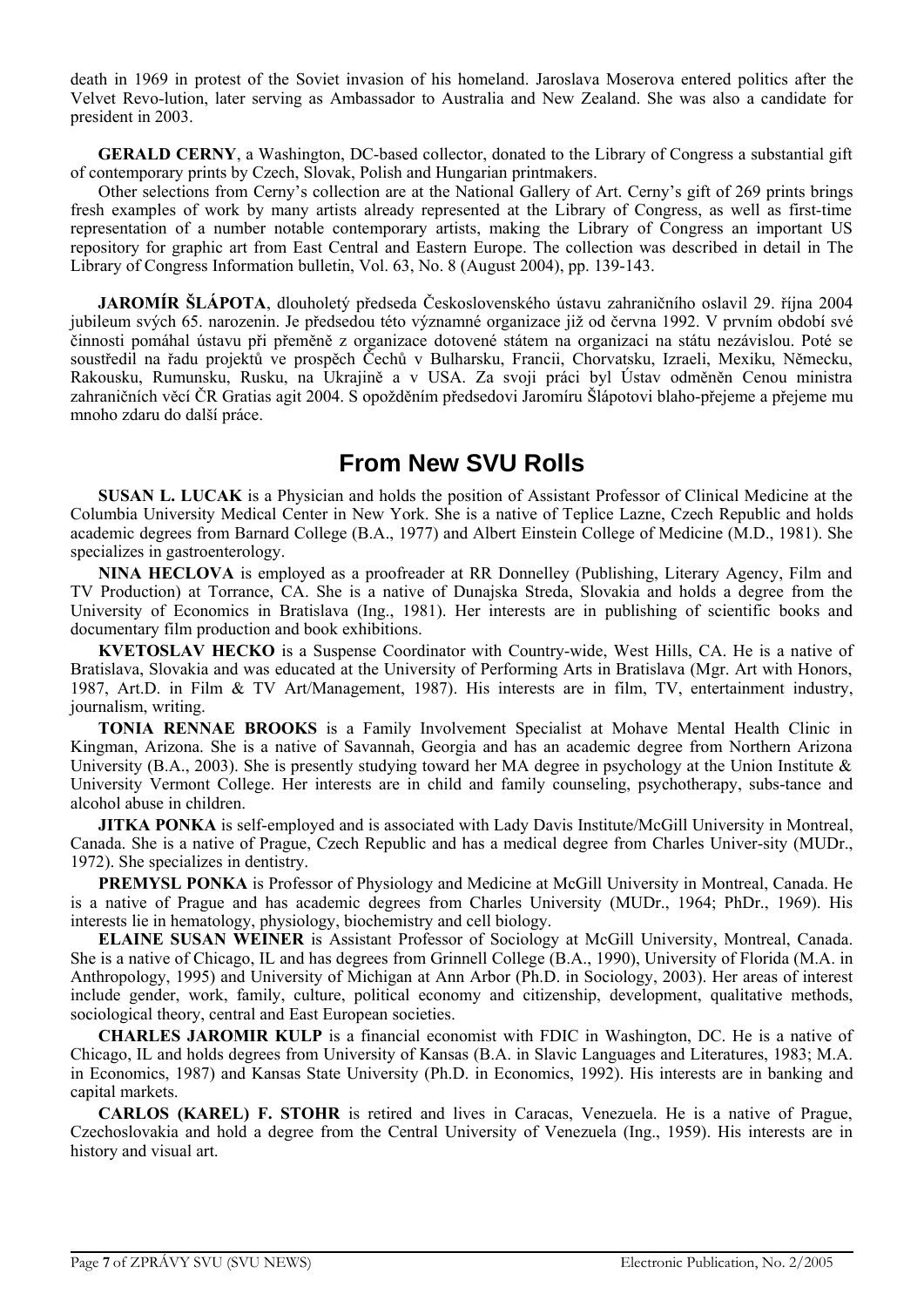death in 1969 in protest of the Soviet invasion of his homeland. Jaroslava Moserova entered politics after the Velvet Revo-lution, later serving as Ambassador to Australia and New Zealand. She was also a candidate for president in 2003.

**GERALD CERNY**, a Washington, DC-based collector, donated to the Library of Congress a substantial gift of contemporary prints by Czech, Slovak, Polish and Hungarian printmakers.

Other selections from Cerny's collection are at the National Gallery of Art. Cerny's gift of 269 prints brings fresh examples of work by many artists already represented at the Library of Congress, as well as first-time representation of a number notable contemporary artists, making the Library of Congress an important US repository for graphic art from East Central and Eastern Europe. The collection was described in detail in The Library of Congress Information bulletin, Vol. 63, No. 8 (August 2004), pp. 139-143.

**JAROMÍR ŠLÁPOTA**, dlouholetý předseda Československého ústavu zahraničního oslavil 29. října 2004 jubileum svých 65. narozenin. Je předsedou této významné organizace již od června 1992. V prvním období své činnosti pomáhal ústavu při přeměně z organizace dotované státem na organizaci na státu nezávislou. Poté se soustředil na řadu projektů ve prospěch Čechů v Bulharsku, Francii, Chorvatsku, Izraeli, Mexiku, Německu, Rakousku, Rumunsku, Rusku, na Ukrajině a v USA. Za svoji práci byl Ústav odměněn Cenou ministra zahraničních věcí ČR Gratias agit 2004. S opožděním předsedovi Jaromíru Šlápotovi blaho-přejeme a přejeme mu mnoho zdaru do další práce.

## From New SVU Rolls

**SUSAN L. LUCAK** is a Physician and holds the position of Assistant Professor of Clinical Medicine at the Columbia University Medical Center in New York. She is a native of Teplice Lazne, Czech Republic and holds academic degrees from Barnard College (B.A., 1977) and Albert Einstein College of Medicine (M.D., 1981). She specializes in gastroenterology.

**NINA HECLOVA** is employed as a proofreader at RR Donnelley (Publishing, Literary Agency, Film and TV Production) at Torrance, CA. She is a native of Dunajska Streda, Slovakia and holds a degree from the University of Economics in Bratislava (Ing., 1981). Her interests are in publishing of scientific books and documentary film production and book exhibitions.

**KVETOSLAV HECKO** is a Suspense Coordinator with Country-wide, West Hills, CA. He is a native of Bratislava, Slovakia and was educated at the University of Performing Arts in Bratislava (Mgr. Art with Honors, 1987, Art.D. in Film & TV Art/Management, 1987). His interests are in film, TV, entertainment industry, journalism, writing.

**TONIA RENNAE BROOKS** is a Family Involvement Specialist at Mohave Mental Health Clinic in Kingman, Arizona. She is a native of Savannah, Georgia and has an academic degree from Northern Arizona University (B.A., 2003). She is presently studying toward her MA degree in psychology at the Union Institute & University Vermont College. Her interests are in child and family counseling, psychotherapy, subs-tance and alcohol abuse in children.

**JITKA PONKA** is self-employed and is associated with Lady Davis Institute/McGill University in Montreal, Canada. She is a native of Prague, Czech Republic and has a medical degree from Charles Univer-sity (MUDr., 1972). She specializes in dentistry.

**PREMYSL PONKA** is Professor of Physiology and Medicine at McGill University in Montreal, Canada. He is a native of Prague and has academic degrees from Charles University (MUDr., 1964; PhDr., 1969). His interests lie in hematology, physiology, biochemistry and cell biology.

**ELAINE SUSAN WEINER** is Assistant Professor of Sociology at McGill University, Montreal, Canada. She is a native of Chicago, IL and has degrees from Grinnell College (B.A., 1990), University of Florida (M.A. in Anthropology, 1995) and University of Michigan at Ann Arbor (Ph.D. in Sociology, 2003). Her areas of interest include gender, work, family, culture, political economy and citizenship, development, qualitative methods, sociological theory, central and East European societies.

**CHARLES JAROMIR KULP** is a financial economist with FDIC in Washington, DC. He is a native of Chicago, IL and holds degrees from University of Kansas (B.A. in Slavic Languages and Literatures, 1983; M.A. in Economics, 1987) and Kansas State University (Ph.D. in Economics, 1992). His interests are in banking and capital markets.

**CARLOS (KAREL) F. STOHR** is retired and lives in Caracas, Venezuela. He is a native of Prague, Czechoslovakia and hold a degree from the Central University of Venezuela (Ing., 1959). His interests are in history and visual art.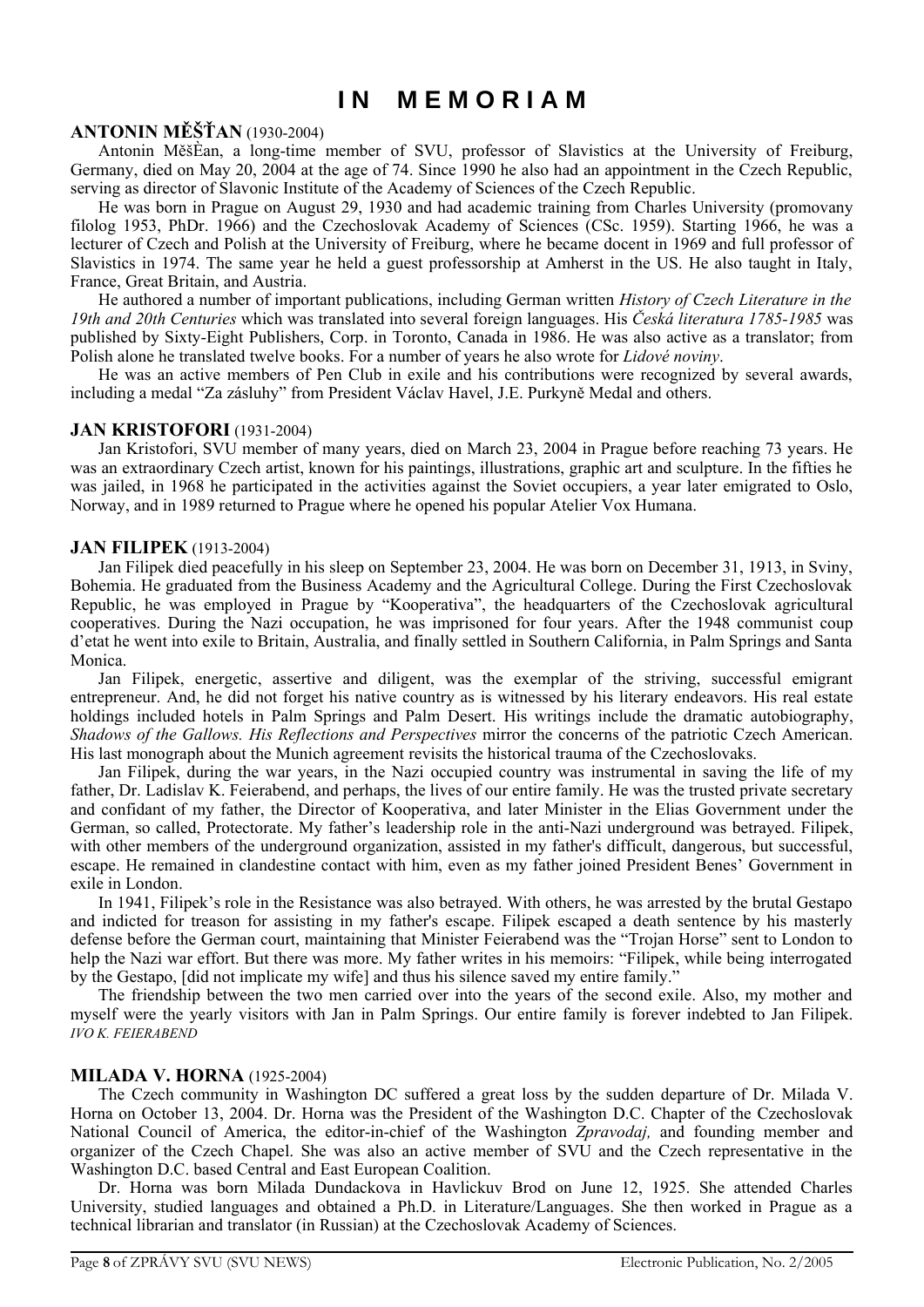# IN MEMORIAM

## ANTONIN MĚŠŤAN (1930-2004)

Antonin MěšÈan, a long-time member of SVU, professor of Slavistics at the University of Freiburg, Germany, died on May 20, 2004 at the age of 74. Since 1990 he also had an appointment in the Czech Republic, serving as director of Slavonic Institute of the Academy of Sciences of the Czech Republic.

He was born in Prague on August 29, 1930 and had academic training from Charles University (promovany filolog 1953, PhDr. 1966) and the Czechoslovak Academy of Sciences (CSc. 1959). Starting 1966, he was a lecturer of Czech and Polish at the University of Freiburg, where he became docent in 1969 and full professor of Slavistics in 1974. The same year he held a guest professorship at Amherst in the US. He also taught in Italy, France, Great Britain, and Austria.

He authored a number of important publications, including German written *History of Czech Literature in the 19th and 20th Centuries* which was translated into several foreign languages. His *Česká literatura 1785-1985* was published by Sixty-Eight Publishers, Corp. in Toronto, Canada in 1986. He was also active as a translator; from Polish alone he translated twelve books. For a number of years he also wrote for *Lidové noviny*.

He was an active members of Pen Club in exile and his contributions were recognized by several awards, including a medal "Za zásluhy" from President Václav Havel, J.E. Purkyně Medal and others.

## JAN KRISTOFORI (1931-2004)

Jan Kristofori, SVU member of many years, died on March 23, 2004 in Prague before reaching 73 years. He was an extraordinary Czech artist, known for his paintings, illustrations, graphic art and sculpture. In the fifties he was jailed, in 1968 he participated in the activities against the Soviet occupiers, a year later emigrated to Oslo, Norway, and in 1989 returned to Prague where he opened his popular Atelier Vox Humana.

## JAN FILIPEK (1913-2004)

Jan Filipek died peacefully in his sleep on September 23, 2004. He was born on December 31, 1913, in Sviny, Bohemia. He graduated from the Business Academy and the Agricultural College. During the First Czechoslovak Republic, he was employed in Prague by "Kooperativa", the headquarters of the Czechoslovak agricultural cooperatives. During the Nazi occupation, he was imprisoned for four years. After the 1948 communist coup d'etat he went into exile to Britain, Australia, and finally settled in Southern California, in Palm Springs and Santa Monica.

Jan Filipek, energetic, assertive and diligent, was the exemplar of the striving, successful emigrant entrepreneur. And, he did not forget his native country as is witnessed by his literary endeavors. His real estate holdings included hotels in Palm Springs and Palm Desert. His writings include the dramatic autobiography, *Shadows of the Gallows. His Reflections and Perspectives* mirror the concerns of the patriotic Czech American. His last monograph about the Munich agreement revisits the historical trauma of the Czechoslovaks.

Jan Filipek, during the war years, in the Nazi occupied country was instrumental in saving the life of my father, Dr. Ladislav K. Feierabend, and perhaps, the lives of our entire family. He was the trusted private secretary and confidant of my father, the Director of Kooperativa, and later Minister in the Elias Government under the German, so called, Protectorate. My father's leadership role in the anti-Nazi underground was betrayed. Filipek, with other members of the underground organization, assisted in my father's difficult, dangerous, but successful, escape. He remained in clandestine contact with him, even as my father joined President Benes' Government in exile in London.

In 1941, Filipek's role in the Resistance was also betrayed. With others, he was arrested by the brutal Gestapo and indicted for treason for assisting in my father's escape. Filipek escaped a death sentence by his masterly defense before the German court, maintaining that Minister Feierabend was the "Trojan Horse" sent to London to help the Nazi war effort. But there was more. My father writes in his memoirs: "Filipek, while being interrogated by the Gestapo, [did not implicate my wife] and thus his silence saved my entire family."

The friendship between the two men carried over into the years of the second exile. Also, my mother and myself were the yearly visitors with Jan in Palm Springs. Our entire family is forever indebted to Jan Filipek. *IVO K. FEIERABEND*

## MILADA V. HORNA (1925-2004)

The Czech community in Washington DC suffered a great loss by the sudden departure of Dr. Milada V. Horna on October 13, 2004. Dr. Horna was the President of the Washington D.C. Chapter of the Czechoslovak National Council of America, the editor-in-chief of the Washington *Zpravodaj,* and founding member and organizer of the Czech Chapel. She was also an active member of SVU and the Czech representative in the Washington D.C. based Central and East European Coalition.

Dr. Horna was born Milada Dundackova in Havlickuv Brod on June 12, 1925. She attended Charles University, studied languages and obtained a Ph.D. in Literature/Languages. She then worked in Prague as a technical librarian and translator (in Russian) at the Czechoslovak Academy of Sciences.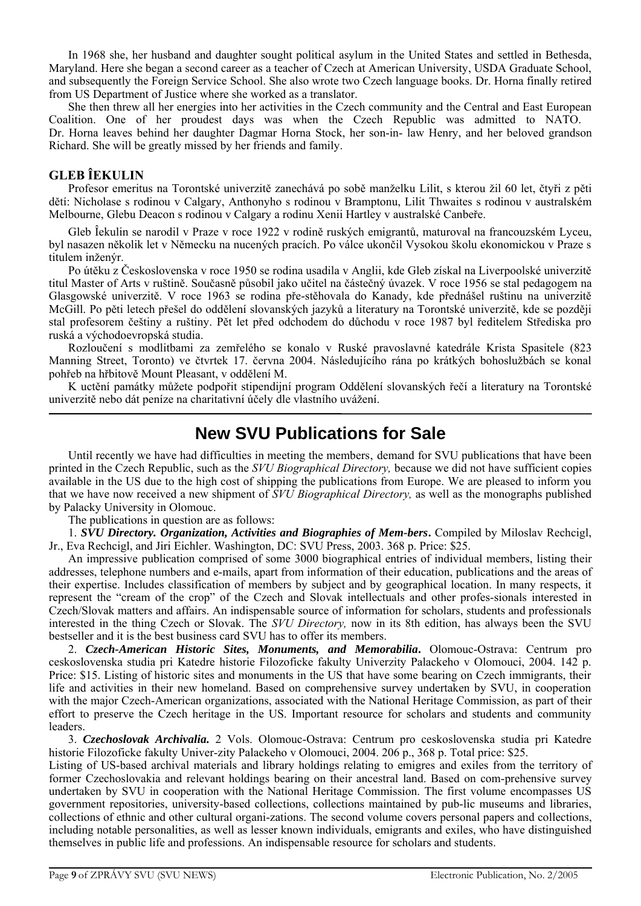In 1968 she, her husband and daughter sought political asylum in the United States and settled in Bethesda, Maryland. Here she began a second career as a teacher of Czech at American University, USDA Graduate School, and subsequently the Foreign Service School. She also wrote two Czech language books. Dr. Horna finally retired from US Department of Justice where she worked as a translator.

She then threw all her energies into her activities in the Czech community and the Central and East European Coalition. One of her proudest days was when the Czech Republic was admitted to NATO. Dr. Horna leaves behind her daughter Dagmar Horna Stock, her son-in- law Henry, and her beloved grandson Richard. She will be greatly missed by her friends and family.

### GLEB ÎEKULIN

Profesor emeritus na Torontské univerzitě zanechává po sobě manželku Lilit, s kterou žil 60 let, čtyři z pěti dětí: Nicholase s rodinou v Calgary, Anthonyho s rodinou v Bramptonu, Lilit Thwaites s rodinou v australském Melbourne, Glebu Deacon s rodinou v Calgary a rodinu Xenii Hartley v australské Canbeře.

Gleb Îekulin se narodil v Praze v roce 1922 v rodině ruských emigrantů, maturoval na francouzském Lyceu, byl nasazen několik let v Německu na nucených pracích. Po válce ukončil Vysokou školu ekonomickou v Praze s titulem inženýr.

Po útěku z Československa v roce 1950 se rodina usadila v Anglii, kde Gleb získal na Liverpoolské univerzitě titul Master of Arts v ruštině. Současně působil jako učitel na částečný úvazek. V roce 1956 se stal pedagogem na Glasgowské univerzitě. V roce 1963 se rodina pře-stěhovala do Kanady, kde přednášel ruštinu na univerzitě McGill. Po pěti letech přešel do oddělení slovanských jazyků a literatury na Torontské univerzitě, kde se později stal profesorem češtiny a ruštiny. Pět let před odchodem do důchodu v roce 1987 byl ředitelem Střediska pro ruská a východoevropská studia.

Rozloučení s modlitbami za zemřelého se konalo v Ruské pravoslavné katedrále Krista Spasitele (823 Manning Street, Toronto) ve čtvrtek 17. června 2004. Následujícího rána po krátkých bohoslužbách se konal pohřeb na hřbitově Mount Pleasant, v oddělení M.

K uctění památky můžete podpořit stipendijní program Oddělení slovanských řečí a literatury na Torontské univerzitě nebo dát peníze na charitativní účely dle vlastního uvážení.

## New SVU Publications for Sale

Until recently we have had difficulties in meeting the members, demand for SVU publications that have been printed in the Czech Republic, such as the *SVU Biographical Directory,* because we did not have sufficient copies available in the US due to the high cost of shipping the publications from Europe. We are pleased to inform you that we have now received a new shipment of *SVU Biographical Directory,* as well as the monographs published by Palacky University in Olomouc.

The publications in question are as follows:

1. ***SVU Directory. Organization, Activities and Biographies of Mem-bers***. Compiled by Miloslav Rechcigl, Jr., Eva Rechcigl, and Jiri Eichler. Washington, DC: SVU Press, 2003. 368 p. Price: $25.

An impressive publication comprised of some 3000 biographical entries of individual members, listing their addresses, telephone numbers and e-mails, apart from information of their education, publications and the areas of their expertise. Includes classification of members by subject and by geographical location. In many respects, it represent the "cream of the crop" of the Czech and Slovak intellectuals and other profes-sionals interested in Czech/Slovak matters and affairs. An indispensable source of information for scholars, students and professionals interested in the thing Czech or Slovak. The *SVU Directory,* now in its 8th edition, has always been the SVU bestseller and it is the best business card SVU has to offer its members.

2. ***Czech-American Historic Sites, Monuments, and Memorabilia***. Olomouc-Ostrava: Centrum pro ceskoslovenska studia pri Katedre historie Filozoficke fakulty Univerzity Palackeho v Olomouci, 2004. 142 p. Price: $15. Listing of historic sites and monuments in the US that have some bearing on Czech immigrants, their life and activities in their new homeland. Based on comprehensive survey undertaken by SVU, in cooperation with the major Czech-American organizations, associated with the National Heritage Commission, as part of their effort to preserve the Czech heritage in the US. Important resource for scholars and students and community leaders.

3. ***Czechoslovak Archivalia.*** 2 Vols. Olomouc-Ostrava: Centrum pro ceskoslovenska studia pri Katedre historie Filozoficke fakulty Univer-zity Palackeho v Olomouci, 2004. 206 p., 368 p. Total price: $25.

Listing of US-based archival materials and library holdings relating to emigres and exiles from the territory of former Czechoslovakia and relevant holdings bearing on their ancestral land. Based on com-prehensive survey undertaken by SVU in cooperation with the National Heritage Commission. The first volume encompasses US government repositories, university-based collections, collections maintained by pub-lic museums and libraries, collections of ethnic and other cultural organi-zations. The second volume covers personal papers and collections, including notable personalities, as well as lesser known individuals, emigrants and exiles, who have distinguished themselves in public life and professions. An indispensable resource for scholars and students.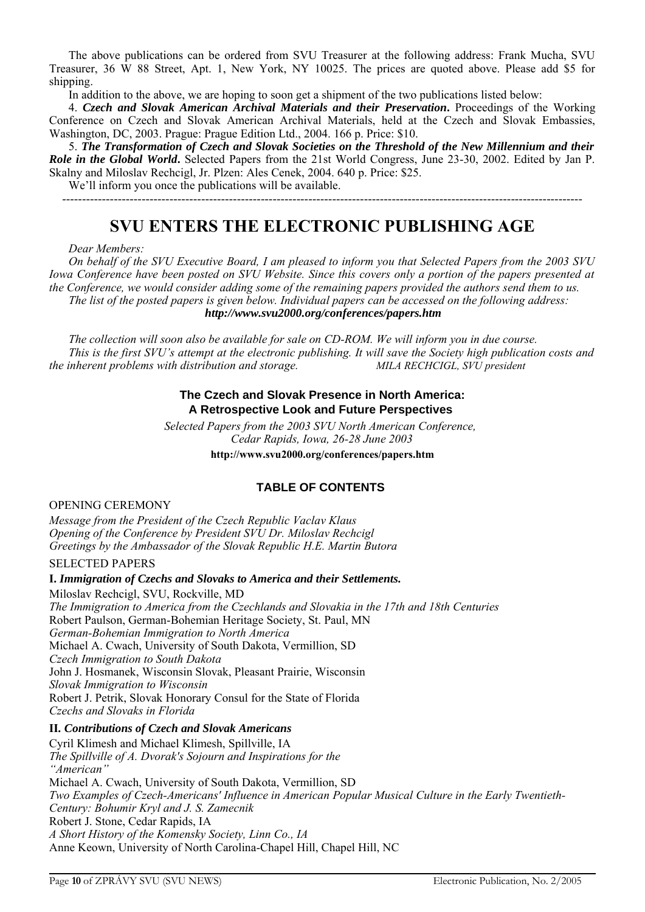The above publications can be ordered from SVU Treasurer at the following address: Frank Mucha, SVU Treasurer, 36 W 88 Street, Apt. 1, New York, NY 10025. The prices are quoted above. Please add $5 for shipping.

In addition to the above, we are hoping to soon get a shipment of the two publications listed below:

4. ***Czech and Slovak American Archival Materials and their Preservation***. Proceedings of the Working Conference on Czech and Slovak American Archival Materials, held at the Czech and Slovak Embassies, Washington, DC, 2003. Prague: Prague Edition Ltd., 2004. 166 p. Price: $10.

5. ***The Transformation of Czech and Slovak Societies on the Threshold of the New Millennium and their Role in the Global World***. Selected Papers from the 21st World Congress, June 23-30, 2002. Edited by Jan P. Skalny and Miloslav Rechcigl, Jr. Plzen: Ales Cenek, 2004. 640 p. Price: $25.

We'll inform you once the publications will be available.

---

# SVU ENTERS THE ELECTRONIC PUBLISHING AGE

*Dear Members:*

*On behalf of the SVU Executive Board, I am pleased to inform you that Selected Papers from the 2003 SVU Iowa Conference have been posted on SVU Website. Since this covers only a portion of the papers presented at the Conference, we would consider adding some of the remaining papers provided the authors send them to us.*

*The list of the posted papers is given below. Individual papers can be accessed on the following address:*

***http://www.svu2000.org/conferences/papers.htm***

*The collection will soon also be available for sale on CD-ROM. We will inform you in due course.*

*This is the first SVU's attempt at the electronic publishing. It will save the Society high publication costs and the inherent problems with distribution and storage.* *MILA RECHCIGL, SVU president*

### The Czech and Slovak Presence in North America: A Retrospective Look and Future Perspectives

*Selected Papers from the 2003 SVU North American Conference, Cedar Rapids, Iowa, 26-28 June 2003*

**http://www.svu2000.org/conferences/papers.htm**

### TABLE OF CONTENTS

OPENING CEREMONY

*Message from the President of the Czech Republic Vaclav Klaus*
*Opening of the Conference by President SVU Dr. Miloslav Rechcigl*
*Greetings by the Ambassador of the Slovak Republic H.E. Martin Butora*

SELECTED PAPERS

**I. *Immigration of Czechs and Slovaks to America and their Settlements.***

Miloslav Rechcigl, SVU, Rockville, MD
*The Immigration to America from the Czechlands and Slovakia in the 17th and 18th Centuries*
Robert Paulson, German-Bohemian Heritage Society, St. Paul, MN
*German-Bohemian Immigration to North America*
Michael A. Cwach, University of South Dakota, Vermillion, SD
*Czech Immigration to South Dakota*
John J. Hosmanek, Wisconsin Slovak, Pleasant Prairie, Wisconsin
*Slovak Immigration to Wisconsin*
Robert J. Petrik, Slovak Honorary Consul for the State of Florida
*Czechs and Slovaks in Florida*

**II. *Contributions of Czech and Slovak Americans***

Cyril Klimesh and Michael Klimesh, Spillville, IA
*The Spillville of A. Dvorak's Sojourn and Inspirations for the "American"*
Michael A. Cwach, University of South Dakota, Vermillion, SD
*Two Examples of Czech-Americans' Influence in American Popular Musical Culture in the Early Twentieth-Century: Bohumir Kryl and J. S. Zamecnik*
Robert J. Stone, Cedar Rapids, IA
*A Short History of the Komensky Society, Linn Co., IA*
Anne Keown, University of North Carolina-Chapel Hill, Chapel Hill, NC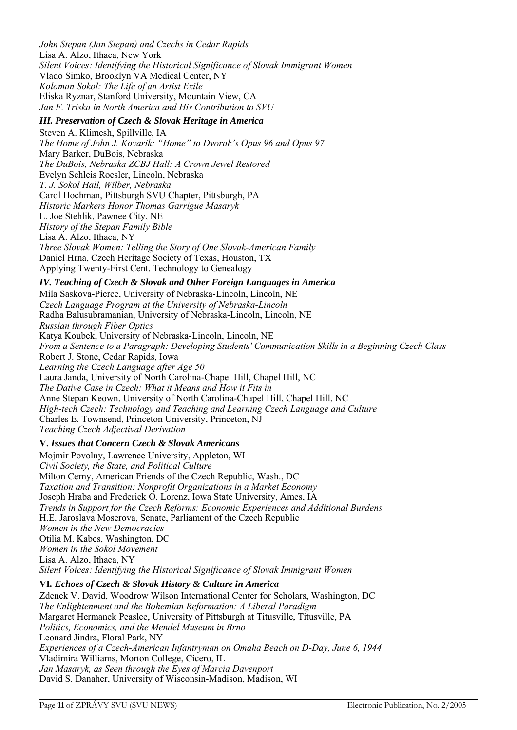*John Stepan (Jan Stepan) and Czechs in Cedar Rapids*
Lisa A. Alzo, Ithaca, New York
*Silent Voices: Identifying the Historical Significance of Slovak Immigrant Women*
Vlado Simko, Brooklyn VA Medical Center, NY
*Koloman Sokol: The Life of an Artist Exile*
Eliska Ryznar, Stanford University, Mountain View, CA
*Jan F. Triska in North America and His Contribution to SVU*

### *III. Preservation of Czech & Slovak Heritage in America*

Steven A. Klimesh, Spillville, IA
*The Home of John J. Kovarik: "Home" to Dvorak's Opus 96 and Opus 97*
Mary Barker, DuBois, Nebraska
*The DuBois, Nebraska ZCBJ Hall: A Crown Jewel Restored*
Evelyn Schleis Roesler, Lincoln, Nebraska
*T. J. Sokol Hall, Wilber, Nebraska*
Carol Hochman, Pittsburgh SVU Chapter, Pittsburgh, PA
*Historic Markers Honor Thomas Garrigue Masaryk*
L. Joe Stehlik, Pawnee City, NE
*History of the Stepan Family Bible*
Lisa A. Alzo, Ithaca, NY
*Three Slovak Women: Telling the Story of One Slovak-American Family*
Daniel Hrna, Czech Heritage Society of Texas, Houston, TX
Applying Twenty-First Cent. Technology to Genealogy

### *IV. Teaching of Czech & Slovak and Other Foreign Languages in America*

Mila Saskova-Pierce, University of Nebraska-Lincoln, Lincoln, NE
*Czech Language Program at the University of Nebraska-Lincoln*
Radha Balusubramanian, University of Nebraska-Lincoln, Lincoln, NE
*Russian through Fiber Optics*
Katya Koubek, University of Nebraska-Lincoln, Lincoln, NE
*From a Sentence to a Paragraph: Developing Students' Communication Skills in a Beginning Czech Class*
Robert J. Stone, Cedar Rapids, Iowa
*Learning the Czech Language after Age 50*
Laura Janda, University of North Carolina-Chapel Hill, Chapel Hill, NC
*The Dative Case in Czech: What it Means and How it Fits in*
Anne Stepan Keown, University of North Carolina-Chapel Hill, Chapel Hill, NC
*High-tech Czech: Technology and Teaching and Learning Czech Language and Culture*
Charles E. Townsend, Princeton University, Princeton, NJ
*Teaching Czech Adjectival Derivation*

### V. *Issues that Concern Czech & Slovak Americans*

Mojmir Povolny, Lawrence University, Appleton, WI
*Civil Society, the State, and Political Culture*
Milton Cerny, American Friends of the Czech Republic, Wash., DC
*Taxation and Transition: Nonprofit Organizations in a Market Economy*
Joseph Hraba and Frederick O. Lorenz, Iowa State University, Ames, IA
*Trends in Support for the Czech Reforms: Economic Experiences and Additional Burdens*
H.E. Jaroslava Moserova, Senate, Parliament of the Czech Republic
*Women in the New Democracies*
Otilia M. Kabes, Washington, DC
*Women in the Sokol Movement*
Lisa A. Alzo, Ithaca, NY
*Silent Voices: Identifying the Historical Significance of Slovak Immigrant Women*

### VI. *Echoes of Czech & Slovak History & Culture in America*

Zdenek V. David, Woodrow Wilson International Center for Scholars, Washington, DC
*The Enlightenment and the Bohemian Reformation: A Liberal Paradigm*
Margaret Hermanek Peaslee, University of Pittsburgh at Titusville, Titusville, PA
*Politics, Economics, and the Mendel Museum in Brno*
Leonard Jindra, Floral Park, NY
*Experiences of a Czech-American Infantryman on Omaha Beach on D-Day, June 6, 1944*
Vladimira Williams, Morton College, Cicero, IL
*Jan Masaryk, as Seen through the Eyes of Marcia Davenport*
David S. Danaher, University of Wisconsin-Madison, Madison, WI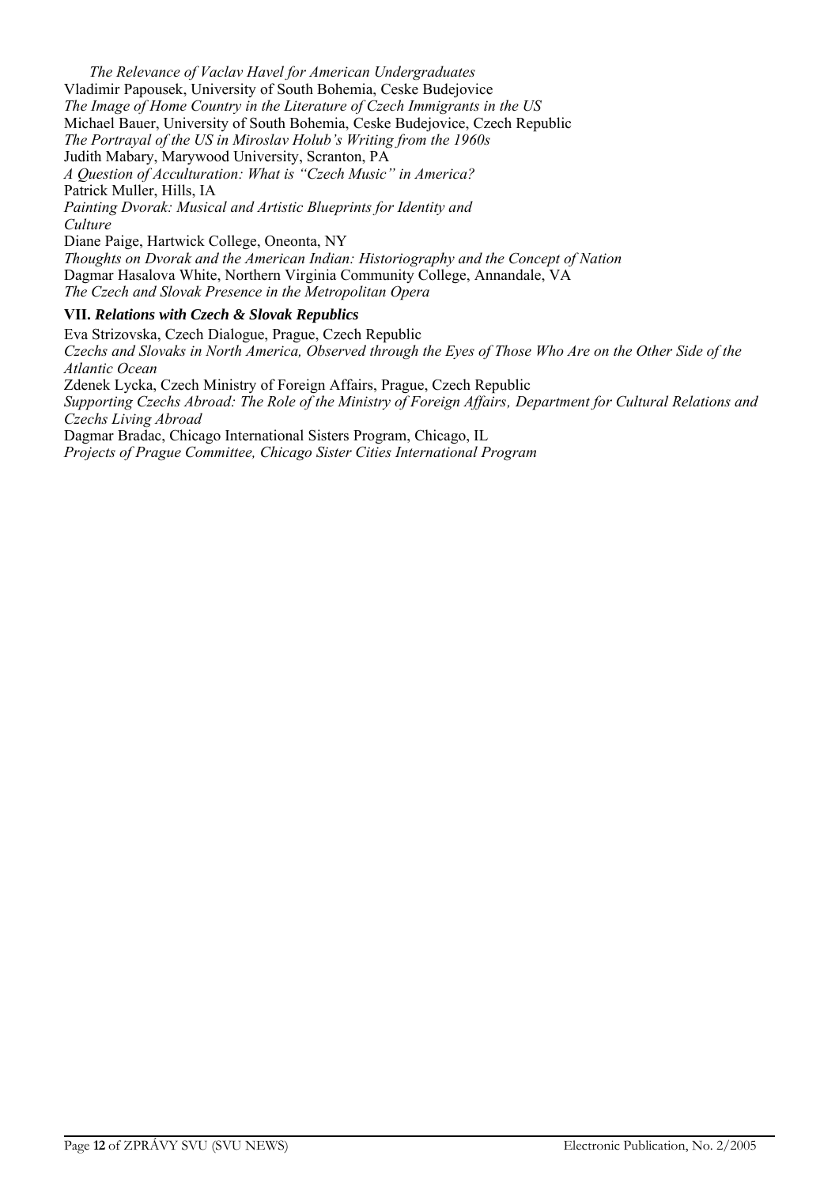*The Relevance of Vaclav Havel for American Undergraduates*
Vladimir Papousek, University of South Bohemia, Ceske Budejovice
*The Image of Home Country in the Literature of Czech Immigrants in the US*
Michael Bauer, University of South Bohemia, Ceske Budejovice, Czech Republic
*The Portrayal of the US in Miroslav Holub's Writing from the 1960s*
Judith Mabary, Marywood University, Scranton, PA
*A Question of Acculturation: What is "Czech Music" in America?*
Patrick Muller, Hills, IA
*Painting Dvorak: Musical and Artistic Blueprints for Identity and Culture*
Diane Paige, Hartwick College, Oneonta, NY
*Thoughts on Dvorak and the American Indian: Historiography and the Concept of Nation*
Dagmar Hasalova White, Northern Virginia Community College, Annandale, VA
*The Czech and Slovak Presence in the Metropolitan Opera*

**VII. *Relations with Czech & Slovak Republics***

Eva Strizovska, Czech Dialogue, Prague, Czech Republic
*Czechs and Slovaks in North America, Observed through the Eyes of Those Who Are on the Other Side of the Atlantic Ocean*
Zdenek Lycka, Czech Ministry of Foreign Affairs, Prague, Czech Republic
*Supporting Czechs Abroad: The Role of the Ministry of Foreign Affairs, Department for Cultural Relations and Czechs Living Abroad*
Dagmar Bradac, Chicago International Sisters Program, Chicago, IL
*Projects of Prague Committee, Chicago Sister Cities International Program*